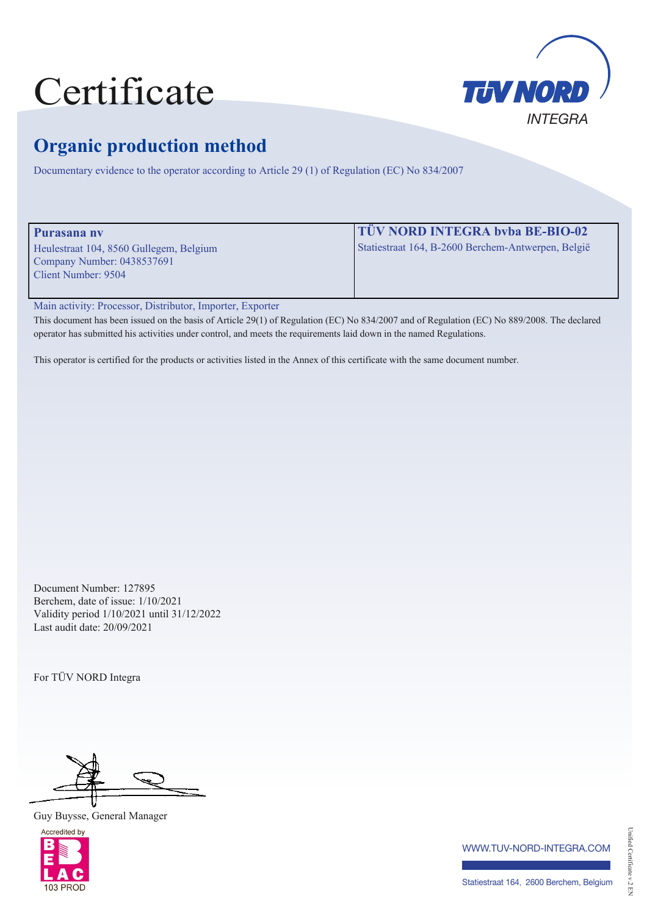# Certificate

TÜV NORD INTEGRA

## Organic production method

Documentary evidence to the operator according to Article 29 (1) of Regulation (EC) No 834/2007

| **Purasana nv** | **TÜV NORD INTEGRA bvba BE-BIO-02** |
|---|---|
| Heulestraat 104, 8560 Gullegem, Belgium<br>Company Number: 0438537691<br>Client Number: 9504 | Statiestraat 164, B-2600 Berchem-Antwerpen, België |

Main activity: Processor, Distributor, Importer, Exporter

This document has been issued on the basis of Article 29(1) of Regulation (EC) No 834/2007 and of Regulation (EC) No 889/2008. The declared operator has submitted his activities under control, and meets the requirements laid down in the named Regulations.

This operator is certified for the products or activities listed in the Annex of this certificate with the same document number.

Document Number: 127895
Berchem, date of issue: 1/10/2021
Validity period 1/10/2021 until 31/12/2022
Last audit date: 20/09/2021

For TÜV NORD Integra

Guy Buysse, General Manager

Accredited by BELAC 103 PROD

WWW.TUV-NORD-INTEGRA.COM

Statiestraat 164, 2600 Berchem, Belgium

Unified Certificate v.2 EN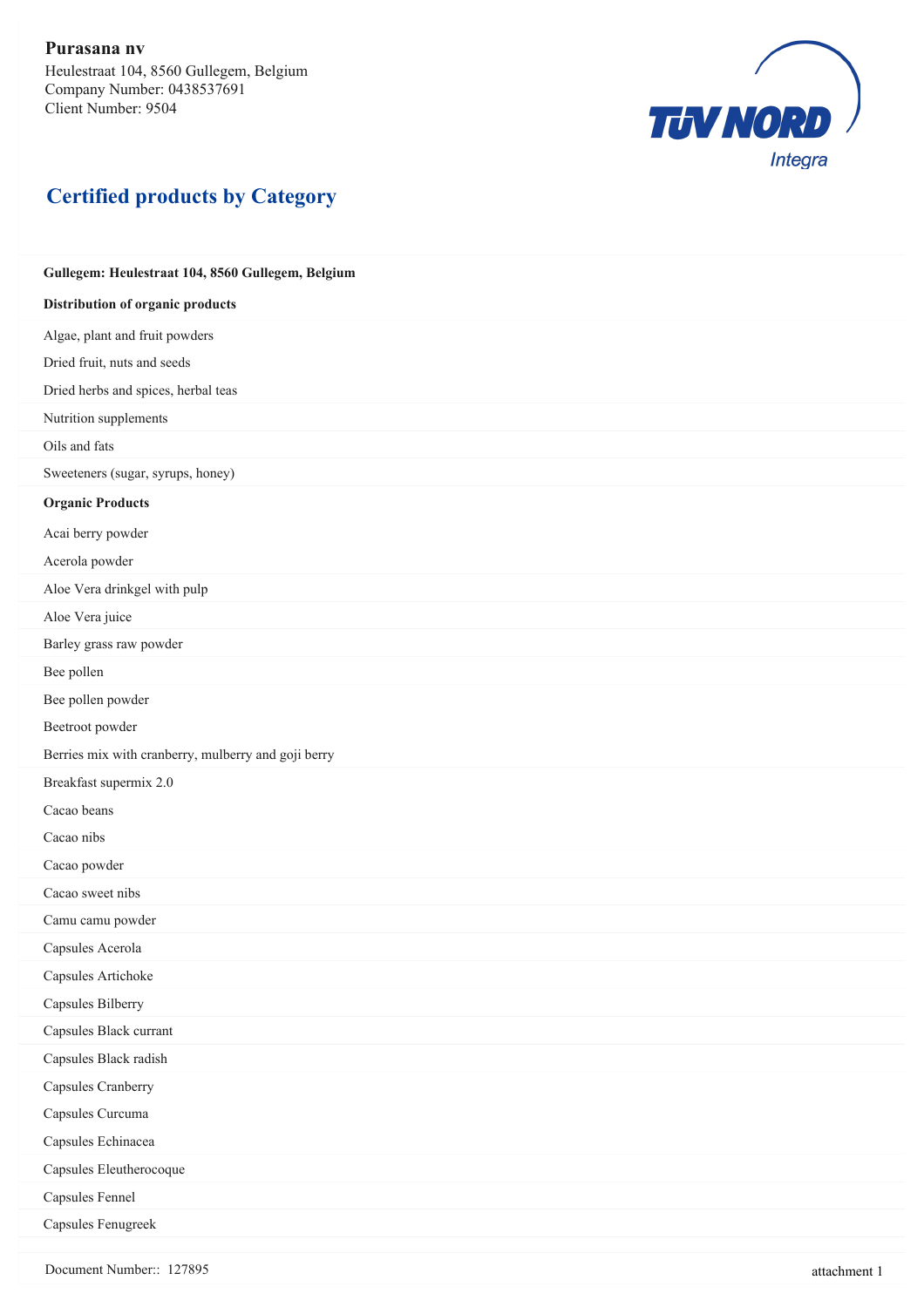**Purasana nv**
Heulestraat 104, 8560 Gullegem, Belgium
Company Number: 0438537691
Client Number: 9504

## Certified products by Category

**Gullegem: Heulestraat 104, 8560 Gullegem, Belgium**

**Distribution of organic products**

Algae, plant and fruit powders

Dried fruit, nuts and seeds

Dried herbs and spices, herbal teas

Nutrition supplements

Oils and fats

Sweeteners (sugar, syrups, honey)

**Organic Products**

Acai berry powder

Acerola powder

Aloe Vera drinkgel with pulp

Aloe Vera juice

Barley grass raw powder

Bee pollen

Bee pollen powder

Beetroot powder

Berries mix with cranberry, mulberry and goji berry

Breakfast supermix 2.0

Cacao beans

Cacao nibs

Cacao powder

Cacao sweet nibs

Camu camu powder

Capsules Acerola

Capsules Artichoke

Capsules Bilberry

Capsules Black currant

Capsules Black radish

Capsules Cranberry

Capsules Curcuma

Capsules Echinacea

Capsules Eleutherocoque

Capsules Fennel

Capsules Fenugreek

Document Number:: 127895

attachment 1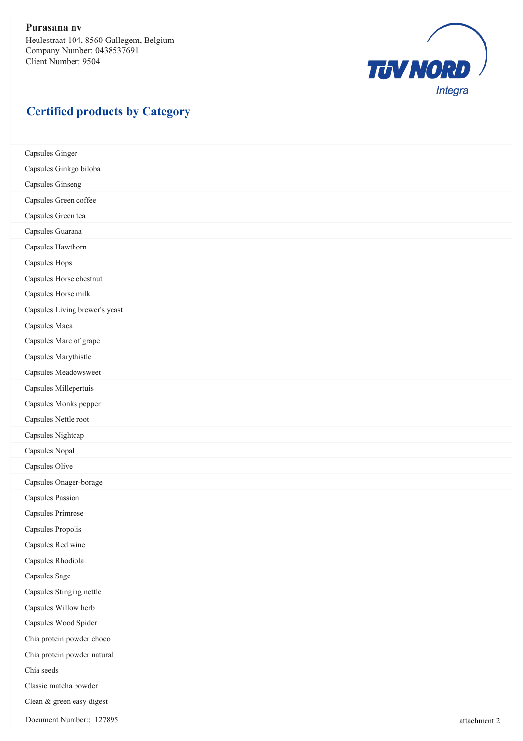**Purasana nv**
Heulestraat 104, 8560 Gullegem, Belgium
Company Number: 0438537691
Client Number: 9504

## Certified products by Category

Capsules Ginger
Capsules Ginkgo biloba
Capsules Ginseng
Capsules Green coffee
Capsules Green tea
Capsules Guarana
Capsules Hawthorn
Capsules Hops
Capsules Horse chestnut
Capsules Horse milk
Capsules Living brewer's yeast
Capsules Maca
Capsules Marc of grape
Capsules Marythistle
Capsules Meadowsweet
Capsules Millepertuis
Capsules Monks pepper
Capsules Nettle root
Capsules Nightcap
Capsules Nopal
Capsules Olive
Capsules Onager-borage
Capsules Passion
Capsules Primrose
Capsules Propolis
Capsules Red wine
Capsules Rhodiola
Capsules Sage
Capsules Stinging nettle
Capsules Willow herb
Capsules Wood Spider
Chia protein powder choco
Chia protein powder natural
Chia seeds
Classic matcha powder
Clean & green easy digest

Document Number:: 127895

attachment 2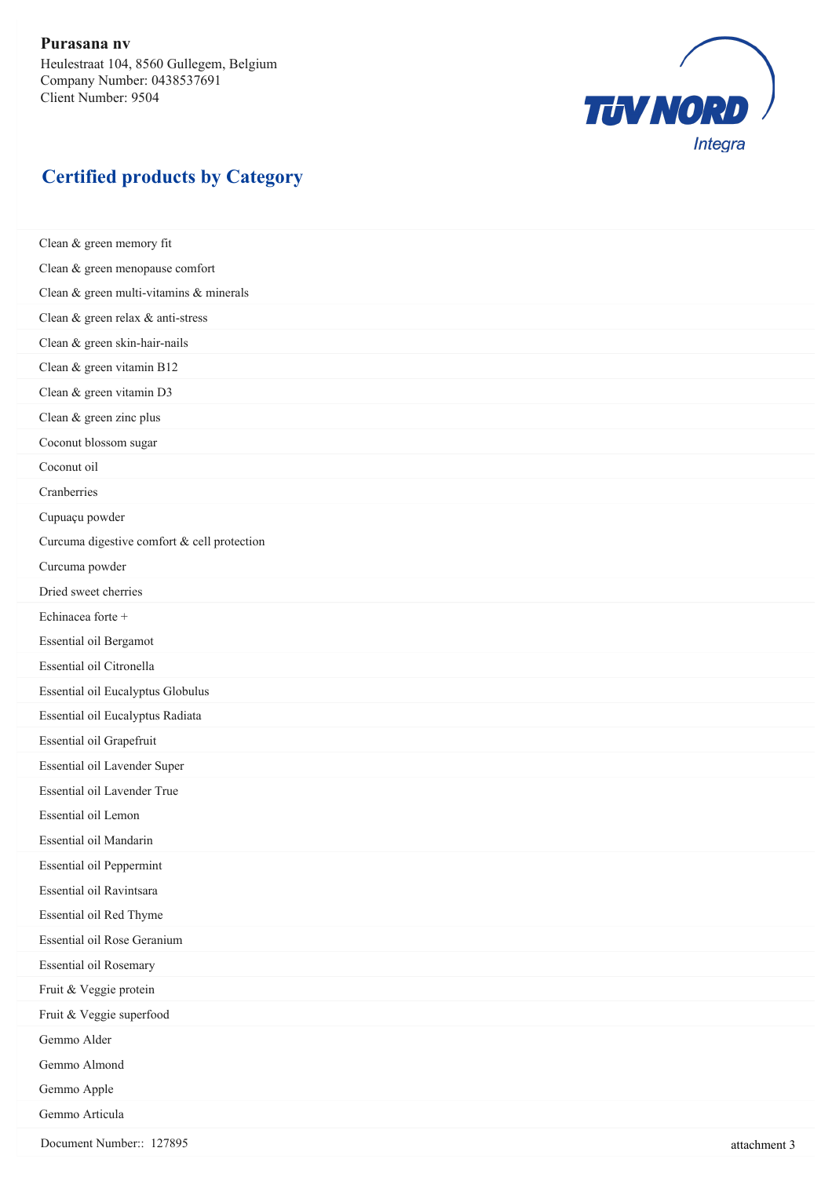**Purasana nv**
Heulestraat 104, 8560 Gullegem, Belgium
Company Number: 0438537691
Client Number: 9504

## Certified products by Category

Clean & green memory fit
Clean & green menopause comfort
Clean & green multi-vitamins & minerals
Clean & green relax & anti-stress
Clean & green skin-hair-nails
Clean & green vitamin B12
Clean & green vitamin D3
Clean & green zinc plus
Coconut blossom sugar
Coconut oil
Cranberries
Cupuaçu powder
Curcuma digestive comfort & cell protection
Curcuma powder
Dried sweet cherries
Echinacea forte +
Essential oil Bergamot
Essential oil Citronella
Essential oil Eucalyptus Globulus
Essential oil Eucalyptus Radiata
Essential oil Grapefruit
Essential oil Lavender Super
Essential oil Lavender True
Essential oil Lemon
Essential oil Mandarin
Essential oil Peppermint
Essential oil Ravintsara
Essential oil Red Thyme
Essential oil Rose Geranium
Essential oil Rosemary
Fruit & Veggie protein
Fruit & Veggie superfood
Gemmo Alder
Gemmo Almond
Gemmo Apple
Gemmo Articula

Document Number:: 127895

attachment 3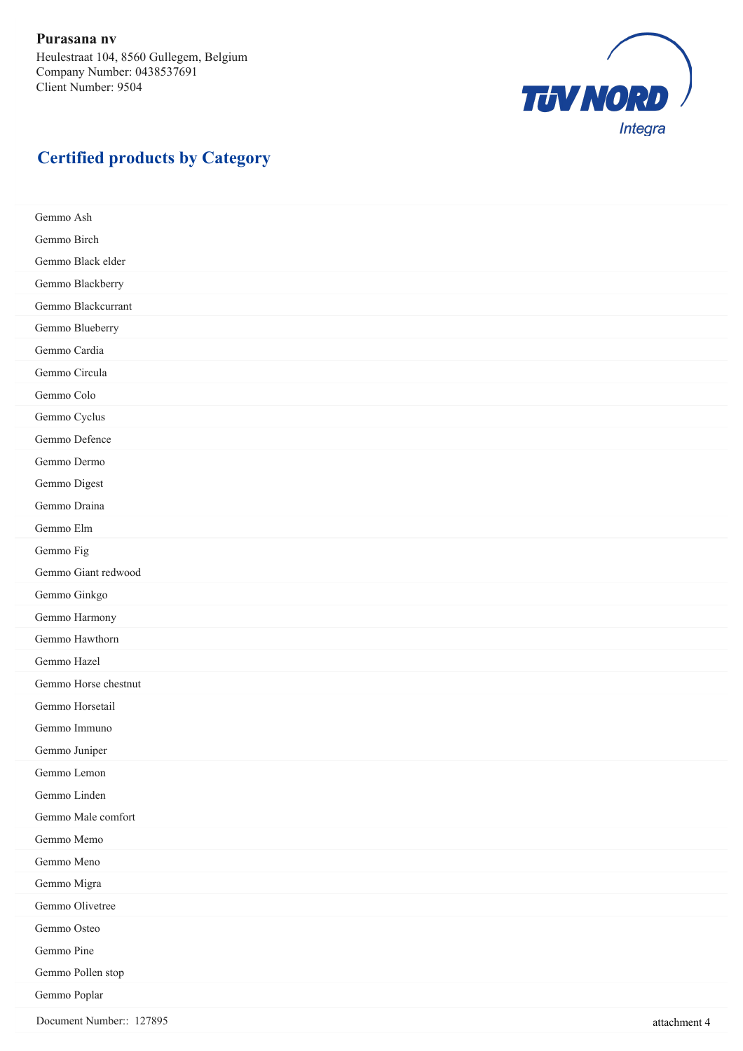**Purasana nv**
Heulestraat 104, 8560 Gullegem, Belgium
Company Number: 0438537691
Client Number: 9504

## Certified products by Category

- Gemmo Ash
- Gemmo Birch
- Gemmo Black elder
- Gemmo Blackberry
- Gemmo Blackcurrant
- Gemmo Blueberry
- Gemmo Cardia
- Gemmo Circula
- Gemmo Colo
- Gemmo Cyclus
- Gemmo Defence
- Gemmo Dermo
- Gemmo Digest
- Gemmo Draina
- Gemmo Elm
- Gemmo Fig
- Gemmo Giant redwood
- Gemmo Ginkgo
- Gemmo Harmony
- Gemmo Hawthorn
- Gemmo Hazel
- Gemmo Horse chestnut
- Gemmo Horsetail
- Gemmo Immuno
- Gemmo Juniper
- Gemmo Lemon
- Gemmo Linden
- Gemmo Male comfort
- Gemmo Memo
- Gemmo Meno
- Gemmo Migra
- Gemmo Olivetree
- Gemmo Osteo
- Gemmo Pine
- Gemmo Pollen stop
- Gemmo Poplar

Document Number:: 127895

attachment 4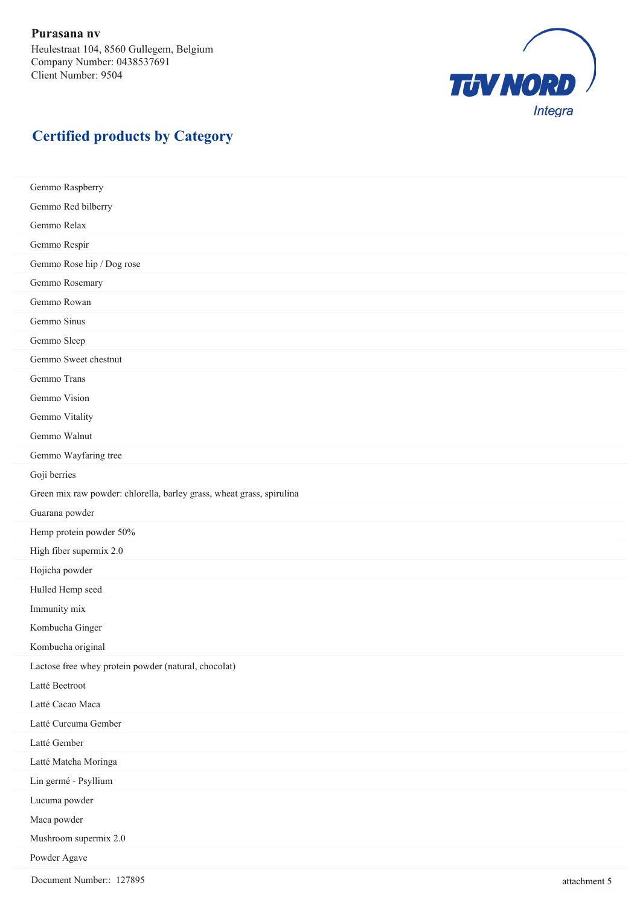**Purasana nv**
Heulestraat 104, 8560 Gullegem, Belgium
Company Number: 0438537691
Client Number: 9504

## Certified products by Category

Gemmo Raspberry
Gemmo Red bilberry
Gemmo Relax
Gemmo Respir
Gemmo Rose hip / Dog rose
Gemmo Rosemary
Gemmo Rowan
Gemmo Sinus
Gemmo Sleep
Gemmo Sweet chestnut
Gemmo Trans
Gemmo Vision
Gemmo Vitality
Gemmo Walnut
Gemmo Wayfaring tree
Goji berries
Green mix raw powder: chlorella, barley grass, wheat grass, spirulina
Guarana powder
Hemp protein powder 50%
High fiber supermix 2.0
Hojicha powder
Hulled Hemp seed
Immunity mix
Kombucha Ginger
Kombucha original
Lactose free whey protein powder (natural, chocolat)
Latté Beetroot
Latté Cacao Maca
Latté Curcuma Gember
Latté Gember
Latté Matcha Moringa
Lin germé - Psyllium
Lucuma powder
Maca powder
Mushroom supermix 2.0
Powder Agave

Document Number:: 127895

attachment 5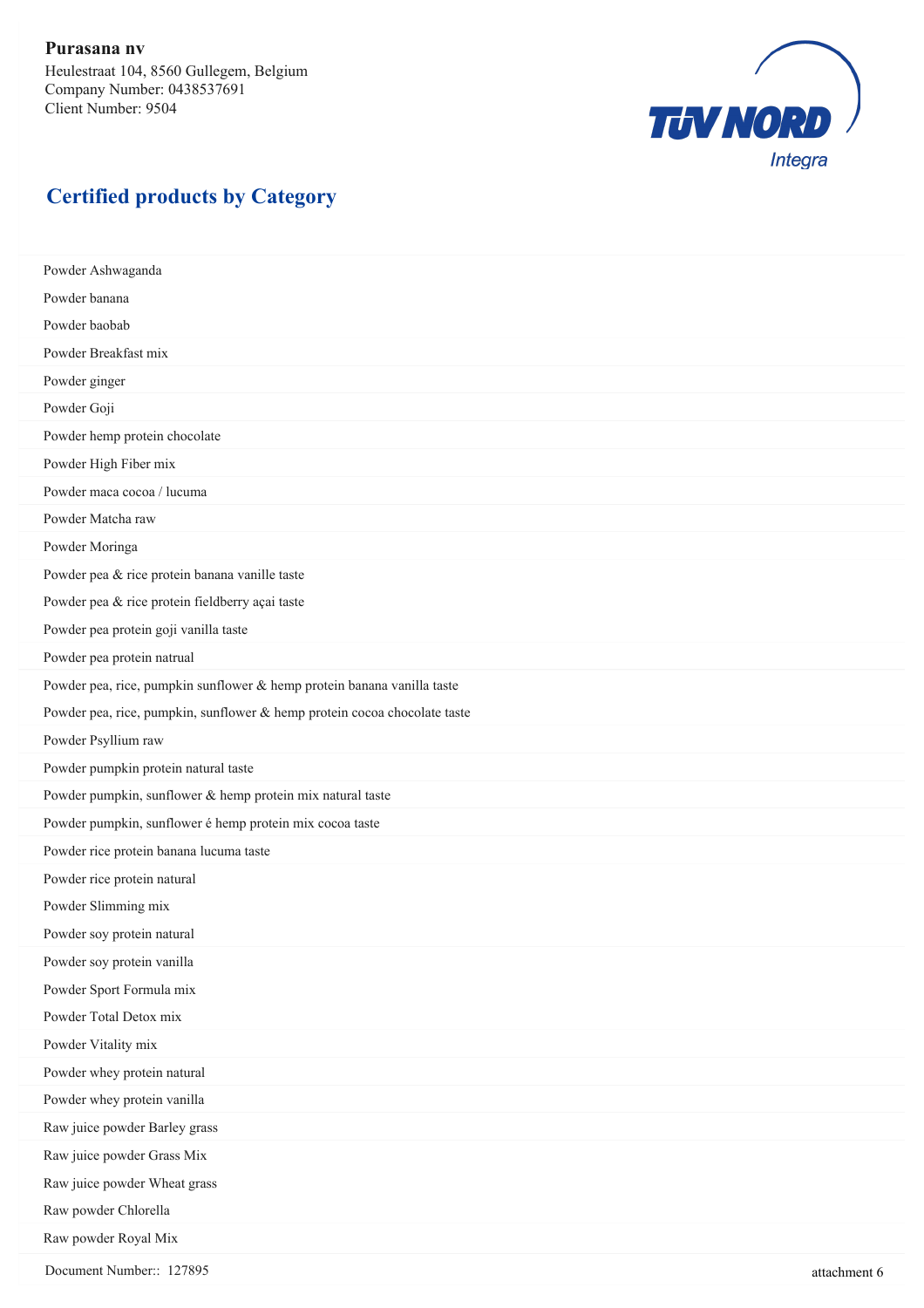**Purasana nv**
Heulestraat 104, 8560 Gullegem, Belgium
Company Number: 0438537691
Client Number: 9504

## Certified products by Category

Powder Ashwaganda

Powder banana

Powder baobab

Powder Breakfast mix

Powder ginger

Powder Goji

Powder hemp protein chocolate

Powder High Fiber mix

Powder maca cocoa / lucuma

Powder Matcha raw

Powder Moringa

Powder pea & rice protein banana vanille taste

Powder pea & rice protein fieldberry açai taste

Powder pea protein goji vanilla taste

Powder pea protein natrual

Powder pea, rice, pumpkin sunflower & hemp protein banana vanilla taste

Powder pea, rice, pumpkin, sunflower & hemp protein cocoa chocolate taste

Powder Psyllium raw

Powder pumpkin protein natural taste

Powder pumpkin, sunflower & hemp protein mix natural taste

Powder pumpkin, sunflower é hemp protein mix cocoa taste

Powder rice protein banana lucuma taste

Powder rice protein natural

Powder Slimming mix

Powder soy protein natural

Powder soy protein vanilla

Powder Sport Formula mix

Powder Total Detox mix

Powder Vitality mix

Powder whey protein natural

Powder whey protein vanilla

Raw juice powder Barley grass

Raw juice powder Grass Mix

Raw juice powder Wheat grass

Raw powder Chlorella

Raw powder Royal Mix

Document Number:: 127895 attachment 6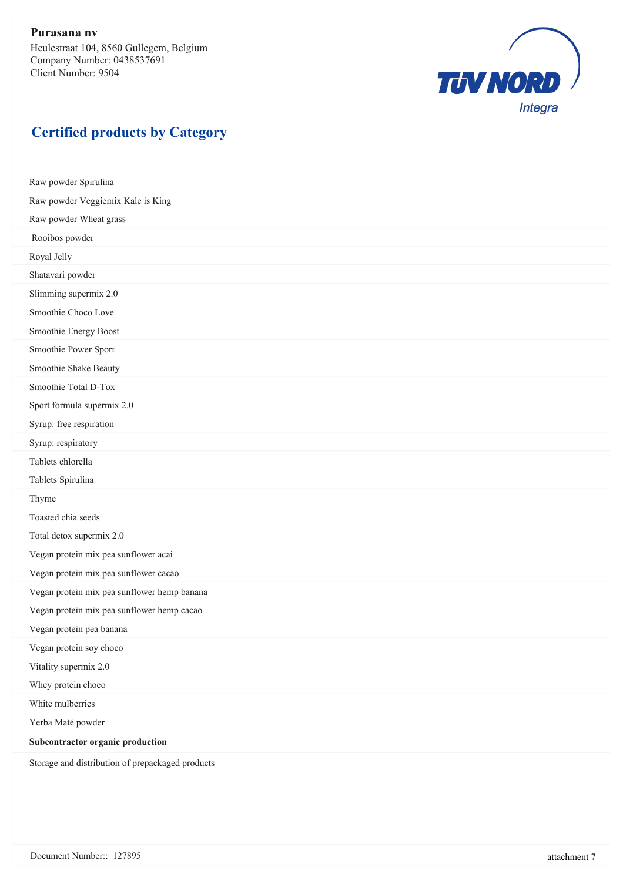**Purasana nv**
Heulestraat 104, 8560 Gullegem, Belgium
Company Number: 0438537691
Client Number: 9504

## Certified products by Category

Raw powder Spirulina

Raw powder Veggiemix Kale is King

Raw powder Wheat grass

Rooibos powder

Royal Jelly

Shatavari powder

Slimming supermix 2.0

Smoothie Choco Love

Smoothie Energy Boost

Smoothie Power Sport

Smoothie Shake Beauty

Smoothie Total D-Tox

Sport formula supermix 2.0

Syrup: free respiration

Syrup: respiratory

Tablets chlorella

Tablets Spirulina

Thyme

Toasted chia seeds

Total detox supermix 2.0

Vegan protein mix pea sunflower acai

Vegan protein mix pea sunflower cacao

Vegan protein mix pea sunflower hemp banana

Vegan protein mix pea sunflower hemp cacao

Vegan protein pea banana

Vegan protein soy choco

Vitality supermix 2.0

Whey protein choco

White mulberries

Yerba Maté powder

**Subcontractor organic production**

Storage and distribution of prepackaged products

Document Number:: 127895

attachment 7